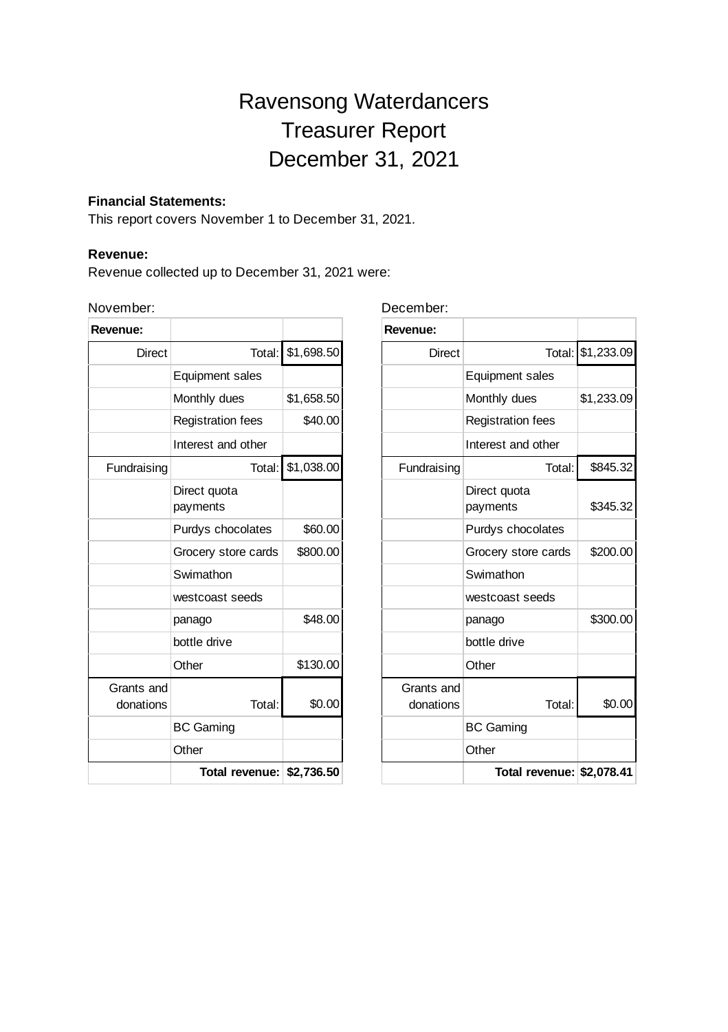# Ravensong Waterdancers
# Treasurer Report
# December 31, 2021

**Financial Statements:**
This report covers November 1 to December 31, 2021.

**Revenue:**
Revenue collected up to December 31, 2021 were:

November:

| Revenue: | | |
|---|---|---|
| Direct | Total: | $1,698.50 |
| | Equipment sales | |
| | Monthly dues | $1,658.50 |
| | Registration fees | $40.00 |
| | Interest and other | |
| Fundraising | Total: | $1,038.00 |
| | Direct quota payments | |
| | Purdys chocolates | $60.00 |
| | Grocery store cards | $800.00 |
| | Swimathon | |
| | westcoast seeds | |
| | panago | $48.00 |
| | bottle drive | |
| | Other | $130.00 |
| Grants and donations | Total: | $0.00 |
| | BC Gaming | |
| | Other | |
| | **Total revenue:** | **$2,736.50** |

December:

| Revenue: | | |
|---|---|---|
| Direct | Total: | $1,233.09 |
| | Equipment sales | |
| | Monthly dues | $1,233.09 |
| | Registration fees | |
| | Interest and other | |
| Fundraising | Total: | $845.32 |
| | Direct quota payments | $345.32 |
| | Purdys chocolates | |
| | Grocery store cards | $200.00 |
| | Swimathon | |
| | westcoast seeds | |
| | panago | $300.00 |
| | bottle drive | |
| | Other | |
| Grants and donations | Total: | $0.00 |
| | BC Gaming | |
| | Other | |
| | **Total revenue:** | **$2,078.41** |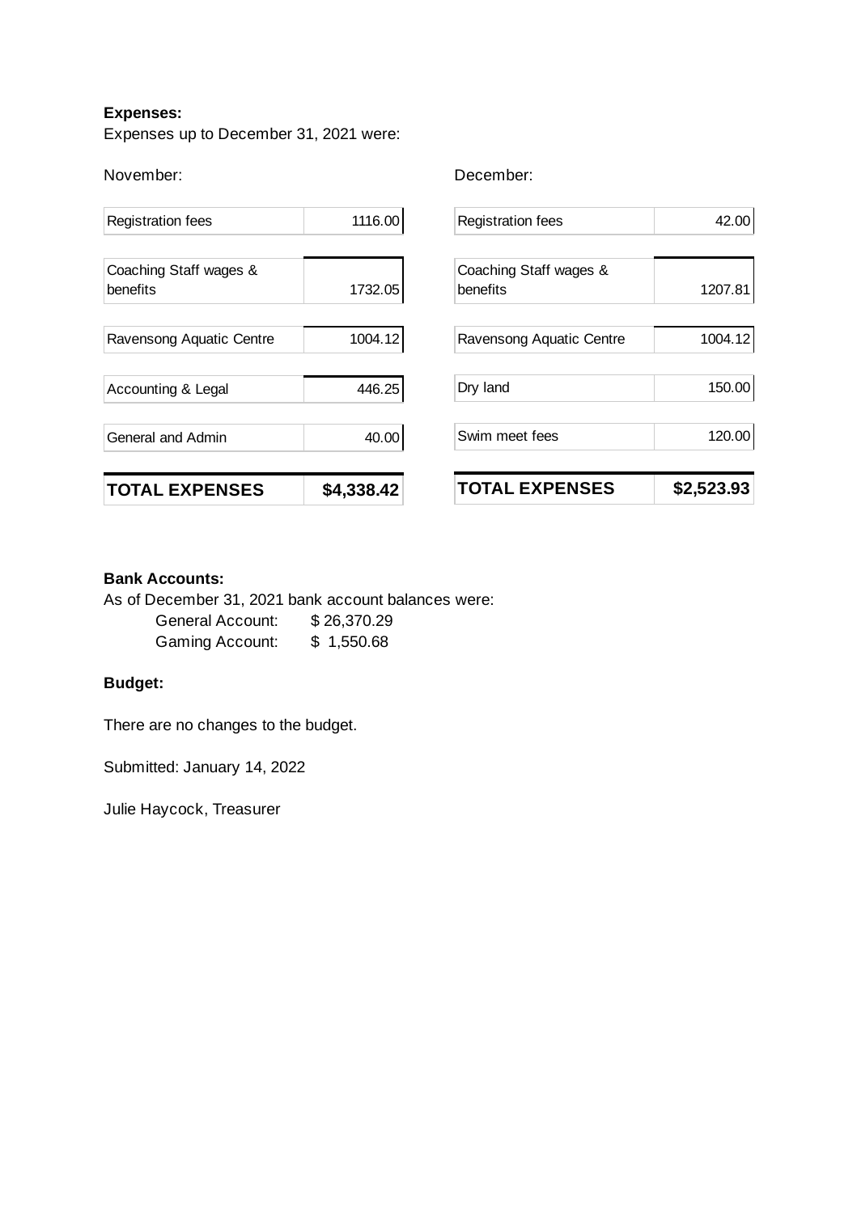**Expenses:**

Expenses up to December 31, 2021 were:

November:

| | |
|---|---|
| Registration fees | 1116.00 |
| Coaching Staff wages & benefits | 1732.05 |
| Ravensong Aquatic Centre | 1004.12 |
| Accounting & Legal | 446.25 |
| General and Admin | 40.00 |
| **TOTAL EXPENSES** | **$4,338.42** |

December:

| | |
|---|---|
| Registration fees | 42.00 |
| Coaching Staff wages & benefits | 1207.81 |
| Ravensong Aquatic Centre | 1004.12 |
| Dry land | 150.00 |
| Swim meet fees | 120.00 |
| **TOTAL EXPENSES** | **$2,523.93** |

**Bank Accounts:**

As of December 31, 2021 bank account balances were:

General Account: $ 26,370.29

Gaming Account: $ 1,550.68

**Budget:**

There are no changes to the budget.

Submitted: January 14, 2022

Julie Haycock, Treasurer